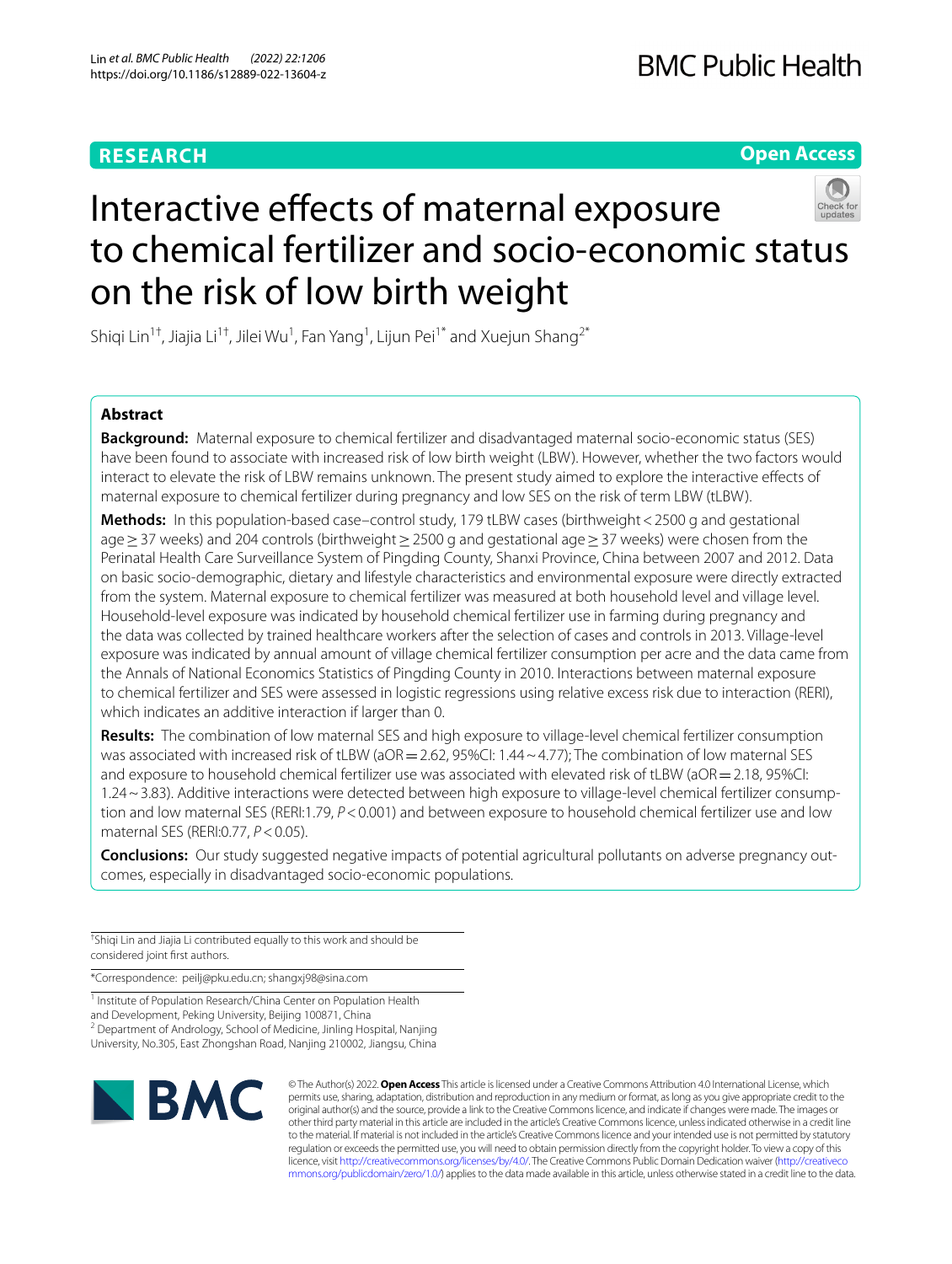**RESEARCH** **Open Access**

# Interactive effects of maternal exposure to chemical fertilizer and socio-economic status on the risk of low birth weight

Shiqi Lin[1†], Jiajia Li[1†], Jilei Wu[1], Fan Yang[1], Lijun Pei[1*] and Xuejun Shang[2*]

## Abstract

**Background:** Maternal exposure to chemical fertilizer and disadvantaged maternal socio-economic status (SES) have been found to associate with increased risk of low birth weight (LBW). However, whether the two factors would interact to elevate the risk of LBW remains unknown. The present study aimed to explore the interactive effects of maternal exposure to chemical fertilizer during pregnancy and low SES on the risk of term LBW (tLBW).

**Methods:** In this population-based case–control study, 179 tLBW cases (birthweight < 2500 g and gestational age ≥ 37 weeks) and 204 controls (birthweight ≥ 2500 g and gestational age ≥ 37 weeks) were chosen from the Perinatal Health Care Surveillance System of Pingding County, Shanxi Province, China between 2007 and 2012. Data on basic socio-demographic, dietary and lifestyle characteristics and environmental exposure were directly extracted from the system. Maternal exposure to chemical fertilizer was measured at both household level and village level. Household-level exposure was indicated by household chemical fertilizer use in farming during pregnancy and the data was collected by trained healthcare workers after the selection of cases and controls in 2013. Village-level exposure was indicated by annual amount of village chemical fertilizer consumption per acre and the data came from the Annals of National Economics Statistics of Pingding County in 2010. Interactions between maternal exposure to chemical fertilizer and SES were assessed in logistic regressions using relative excess risk due to interaction (RERI), which indicates an additive interaction if larger than 0.

**Results:** The combination of low maternal SES and high exposure to village-level chemical fertilizer consumption was associated with increased risk of tLBW (aOR = 2.62, 95%CI: 1.44 ~ 4.77); The combination of low maternal SES and exposure to household chemical fertilizer use was associated with elevated risk of tLBW (aOR = 2.18, 95%CI: 1.24 ~ 3.83). Additive interactions were detected between high exposure to village-level chemical fertilizer consumption and low maternal SES (RERI:1.79, $P < 0.001$) and between exposure to household chemical fertilizer use and low maternal SES (RERI:0.77, $P < 0.05$).

**Conclusions:** Our study suggested negative impacts of potential agricultural pollutants on adverse pregnancy outcomes, especially in disadvantaged socio-economic populations.

†Shiqi Lin and Jiajia Li contributed equally to this work and should be considered joint first authors.

*Correspondence: peilj@pku.edu.cn; shangxj98@sina.com

[1] Institute of Population Research/China Center on Population Health and Development, Peking University, Beijing 100871, China
[2] Department of Andrology, School of Medicine, Jinling Hospital, Nanjing University, No.305, East Zhongshan Road, Nanjing 210002, Jiangsu, China

© The Author(s) 2022. **Open Access** This article is licensed under a Creative Commons Attribution 4.0 International License, which permits use, sharing, adaptation, distribution and reproduction in any medium or format, as long as you give appropriate credit to the original author(s) and the source, provide a link to the Creative Commons licence, and indicate if changes were made. The images or other third party material in this article are included in the article's Creative Commons licence, unless indicated otherwise in a credit line to the material. If material is not included in the article's Creative Commons licence and your intended use is not permitted by statutory regulation or exceeds the permitted use, you will need to obtain permission directly from the copyright holder. To view a copy of this licence, visit http://creativecommons.org/licenses/by/4.0/. The Creative Commons Public Domain Dedication waiver (http://creativecommons.org/publicdomain/zero/1.0/) applies to the data made available in this article, unless otherwise stated in a credit line to the data.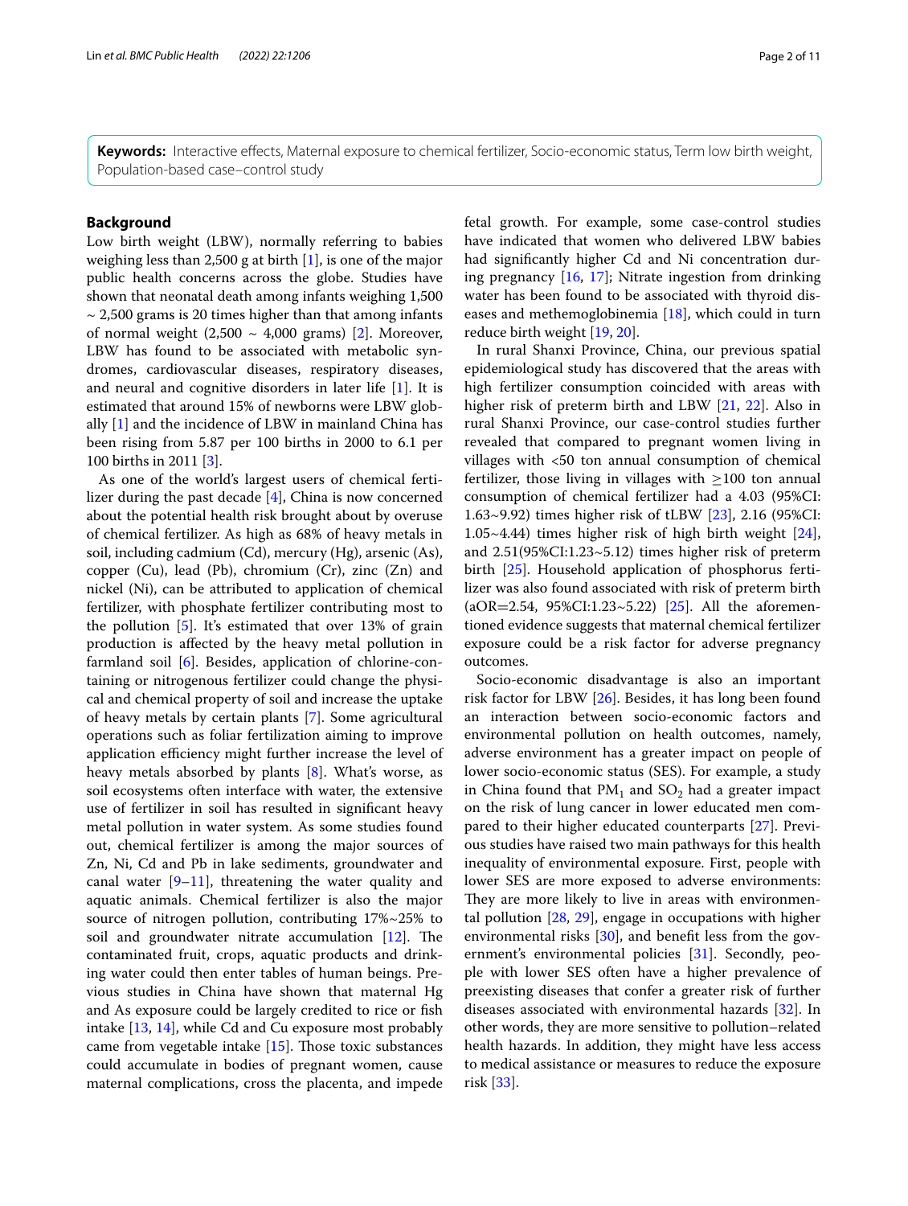**Keywords:** Interactive effects, Maternal exposure to chemical fertilizer, Socio-economic status, Term low birth weight, Population-based case–control study

## Background

Low birth weight (LBW), normally referring to babies weighing less than 2,500 g at birth [1], is one of the major public health concerns across the globe. Studies have shown that neonatal death among infants weighing 1,500 ~ 2,500 grams is 20 times higher than that among infants of normal weight (2,500 ~ 4,000 grams) [2]. Moreover, LBW has found to be associated with metabolic syndromes, cardiovascular diseases, respiratory diseases, and neural and cognitive disorders in later life [1]. It is estimated that around 15% of newborns were LBW globally [1] and the incidence of LBW in mainland China has been rising from 5.87 per 100 births in 2000 to 6.1 per 100 births in 2011 [3].

As one of the world's largest users of chemical fertilizer during the past decade [4], China is now concerned about the potential health risk brought about by overuse of chemical fertilizer. As high as 68% of heavy metals in soil, including cadmium (Cd), mercury (Hg), arsenic (As), copper (Cu), lead (Pb), chromium (Cr), zinc (Zn) and nickel (Ni), can be attributed to application of chemical fertilizer, with phosphate fertilizer contributing most to the pollution [5]. It's estimated that over 13% of grain production is affected by the heavy metal pollution in farmland soil [6]. Besides, application of chlorine-containing or nitrogenous fertilizer could change the physical and chemical property of soil and increase the uptake of heavy metals by certain plants [7]. Some agricultural operations such as foliar fertilization aiming to improve application efficiency might further increase the level of heavy metals absorbed by plants [8]. What's worse, as soil ecosystems often interface with water, the extensive use of fertilizer in soil has resulted in significant heavy metal pollution in water system. As some studies found out, chemical fertilizer is among the major sources of Zn, Ni, Cd and Pb in lake sediments, groundwater and canal water [9–11], threatening the water quality and aquatic animals. Chemical fertilizer is also the major source of nitrogen pollution, contributing 17%~25% to soil and groundwater nitrate accumulation [12]. The contaminated fruit, crops, aquatic products and drinking water could then enter tables of human beings. Previous studies in China have shown that maternal Hg and As exposure could be largely credited to rice or fish intake [13, 14], while Cd and Cu exposure most probably came from vegetable intake [15]. Those toxic substances could accumulate in bodies of pregnant women, cause maternal complications, cross the placenta, and impede fetal growth. For example, some case-control studies have indicated that women who delivered LBW babies had significantly higher Cd and Ni concentration during pregnancy [16, 17]; Nitrate ingestion from drinking water has been found to be associated with thyroid diseases and methemoglobinemia [18], which could in turn reduce birth weight [19, 20].

In rural Shanxi Province, China, our previous spatial epidemiological study has discovered that the areas with high fertilizer consumption coincided with areas with higher risk of preterm birth and LBW [21, 22]. Also in rural Shanxi Province, our case-control studies further revealed that compared to pregnant women living in villages with <50 ton annual consumption of chemical fertilizer, those living in villages with ≥100 ton annual consumption of chemical fertilizer had a 4.03 (95%CI: 1.63~9.92) times higher risk of tLBW [23], 2.16 (95%CI: 1.05~4.44) times higher risk of high birth weight [24], and 2.51(95%CI:1.23~5.12) times higher risk of preterm birth [25]. Household application of phosphorus fertilizer was also found associated with risk of preterm birth (aOR=2.54, 95%CI:1.23~5.22) [25]. All the aforementioned evidence suggests that maternal chemical fertilizer exposure could be a risk factor for adverse pregnancy outcomes.

Socio-economic disadvantage is also an important risk factor for LBW [26]. Besides, it has long been found an interaction between socio-economic factors and environmental pollution on health outcomes, namely, adverse environment has a greater impact on people of lower socio-economic status (SES). For example, a study in China found that $PM_1$ and $SO_2$ had a greater impact on the risk of lung cancer in lower educated men compared to their higher educated counterparts [27]. Previous studies have raised two main pathways for this health inequality of environmental exposure. First, people with lower SES are more exposed to adverse environments: They are more likely to live in areas with environmental pollution [28, 29], engage in occupations with higher environmental risks [30], and benefit less from the government's environmental policies [31]. Secondly, people with lower SES often have a higher prevalence of preexisting diseases that confer a greater risk of further diseases associated with environmental hazards [32]. In other words, they are more sensitive to pollution–related health hazards. In addition, they might have less access to medical assistance or measures to reduce the exposure risk [33].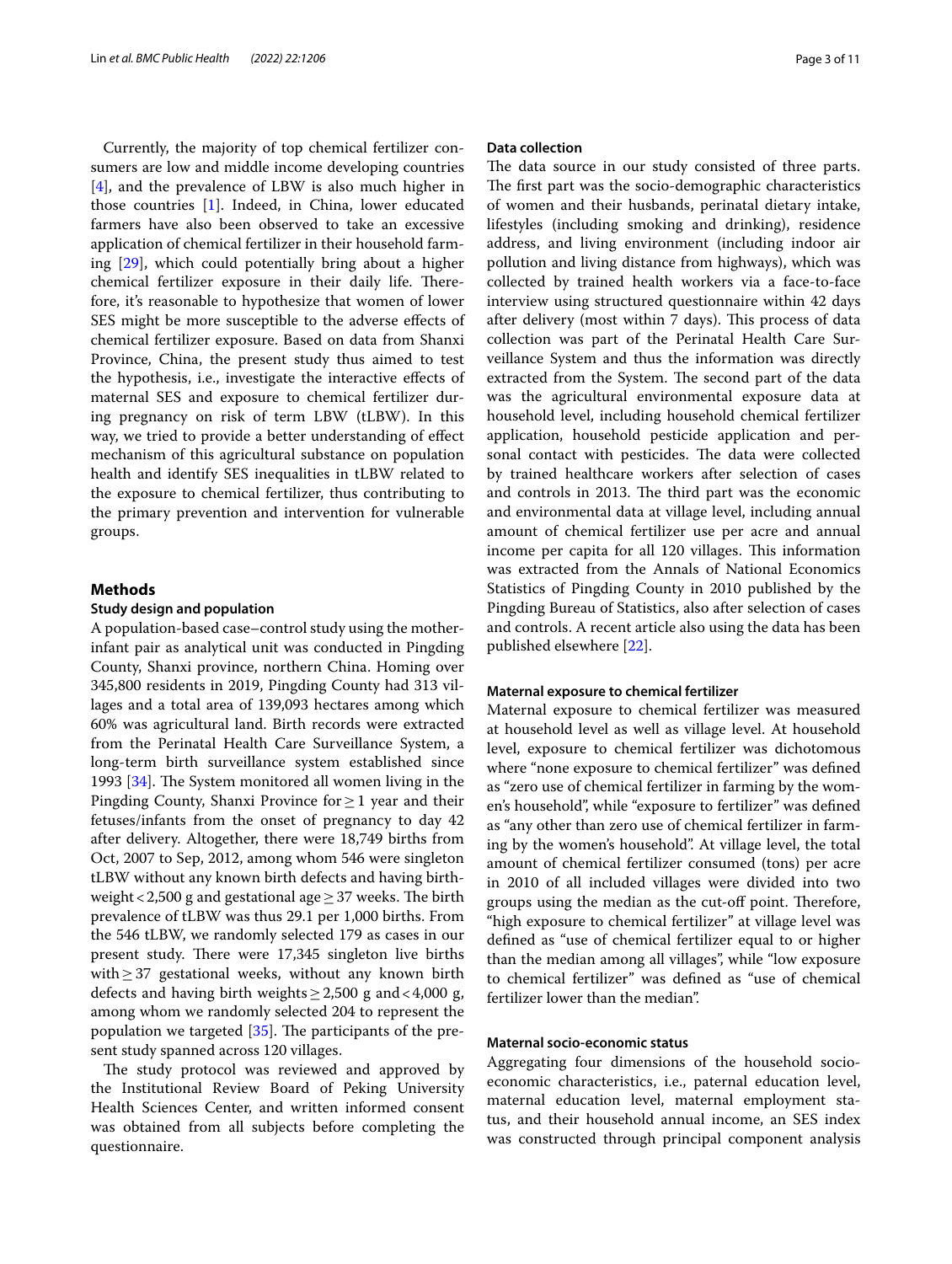Currently, the majority of top chemical fertilizer consumers are low and middle income developing countries [4], and the prevalence of LBW is also much higher in those countries [1]. Indeed, in China, lower educated farmers have also been observed to take an excessive application of chemical fertilizer in their household farming [29], which could potentially bring about a higher chemical fertilizer exposure in their daily life. Therefore, it's reasonable to hypothesize that women of lower SES might be more susceptible to the adverse effects of chemical fertilizer exposure. Based on data from Shanxi Province, China, the present study thus aimed to test the hypothesis, i.e., investigate the interactive effects of maternal SES and exposure to chemical fertilizer during pregnancy on risk of term LBW (tLBW). In this way, we tried to provide a better understanding of effect mechanism of this agricultural substance on population health and identify SES inequalities in tLBW related to the exposure to chemical fertilizer, thus contributing to the primary prevention and intervention for vulnerable groups.

## Methods

### Study design and population

A population-based case–control study using the mother-infant pair as analytical unit was conducted in Pingding County, Shanxi province, northern China. Homing over 345,800 residents in 2019, Pingding County had 313 villages and a total area of 139,093 hectares among which 60% was agricultural land. Birth records were extracted from the Perinatal Health Care Surveillance System, a long-term birth surveillance system established since 1993 [34]. The System monitored all women living in the Pingding County, Shanxi Province for $\geq 1$ year and their fetuses/infants from the onset of pregnancy to day 42 after delivery. Altogether, there were 18,749 births from Oct, 2007 to Sep, 2012, among whom 546 were singleton tLBW without any known birth defects and having birthweight $< 2,500$ g and gestational age $\geq 37$ weeks. The birth prevalence of tLBW was thus 29.1 per 1,000 births. From the 546 tLBW, we randomly selected 179 as cases in our present study. There were 17,345 singleton live births with $\geq 37$ gestational weeks, without any known birth defects and having birth weights $\geq 2,500$ g and $< 4,000$ g, among whom we randomly selected 204 to represent the population we targeted [35]. The participants of the present study spanned across 120 villages.

The study protocol was reviewed and approved by the Institutional Review Board of Peking University Health Sciences Center, and written informed consent was obtained from all subjects before completing the questionnaire.

### Data collection

The data source in our study consisted of three parts. The first part was the socio-demographic characteristics of women and their husbands, perinatal dietary intake, lifestyles (including smoking and drinking), residence address, and living environment (including indoor air pollution and living distance from highways), which was collected by trained health workers via a face-to-face interview using structured questionnaire within 42 days after delivery (most within 7 days). This process of data collection was part of the Perinatal Health Care Surveillance System and thus the information was directly extracted from the System. The second part of the data was the agricultural environmental exposure data at household level, including household chemical fertilizer application, household pesticide application and personal contact with pesticides. The data were collected by trained healthcare workers after selection of cases and controls in 2013. The third part was the economic and environmental data at village level, including annual amount of chemical fertilizer use per acre and annual income per capita for all 120 villages. This information was extracted from the Annals of National Economics Statistics of Pingding County in 2010 published by the Pingding Bureau of Statistics, also after selection of cases and controls. A recent article also using the data has been published elsewhere [22].

### Maternal exposure to chemical fertilizer

Maternal exposure to chemical fertilizer was measured at household level as well as village level. At household level, exposure to chemical fertilizer was dichotomous where "none exposure to chemical fertilizer" was defined as "zero use of chemical fertilizer in farming by the women's household", while "exposure to fertilizer" was defined as "any other than zero use of chemical fertilizer in farming by the women's household". At village level, the total amount of chemical fertilizer consumed (tons) per acre in 2010 of all included villages were divided into two groups using the median as the cut-off point. Therefore, "high exposure to chemical fertilizer" at village level was defined as "use of chemical fertilizer equal to or higher than the median among all villages", while "low exposure to chemical fertilizer" was defined as "use of chemical fertilizer lower than the median".

### Maternal socio-economic status

Aggregating four dimensions of the household socio-economic characteristics, i.e., paternal education level, maternal education level, maternal employment status, and their household annual income, an SES index was constructed through principal component analysis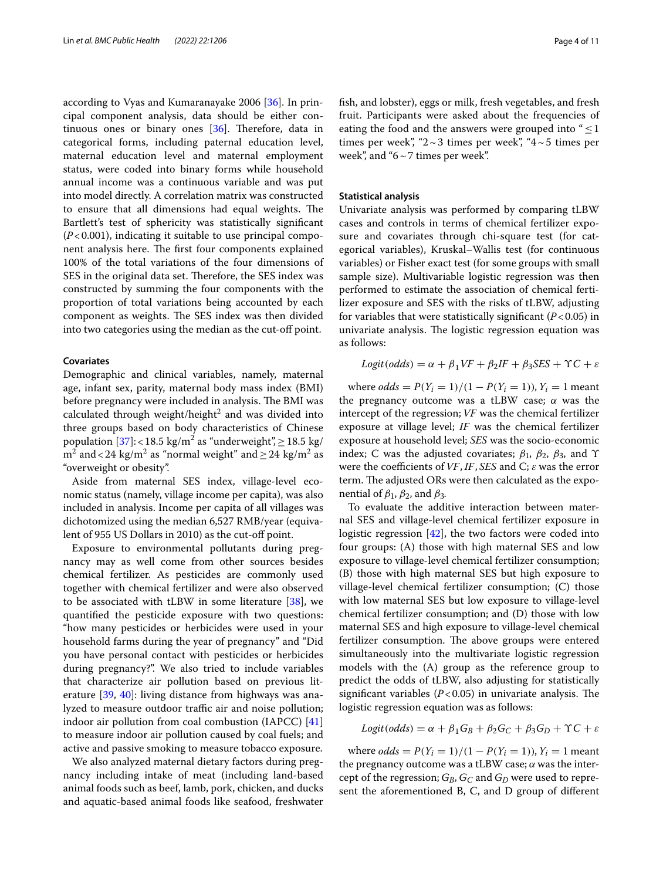according to Vyas and Kumaranayake 2006 [36]. In principal component analysis, data should be either continuous ones or binary ones [36]. Therefore, data in categorical forms, including paternal education level, maternal education level and maternal employment status, were coded into binary forms while household annual income was a continuous variable and was put into model directly. A correlation matrix was constructed to ensure that all dimensions had equal weights. The Bartlett's test of sphericity was statistically significant ($P<0.001$), indicating it suitable to use principal component analysis here. The first four components explained 100% of the total variations of the four dimensions of SES in the original data set. Therefore, the SES index was constructed by summing the four components with the proportion of total variations being accounted by each component as weights. The SES index was then divided into two categories using the median as the cut-off point.

### Covariates

Demographic and clinical variables, namely, maternal age, infant sex, parity, maternal body mass index (BMI) before pregnancy were included in analysis. The BMI was calculated through weight/height$^2$ and was divided into three groups based on body characteristics of Chinese population [37]: $<18.5$ kg/m$^2$ as "underweight", $\geq 18.5$ kg/m$^2$ and $<24$ kg/m$^2$ as "normal weight" and $\geq 24$ kg/m$^2$ as "overweight or obesity".

Aside from maternal SES index, village-level economic status (namely, village income per capita), was also included in analysis. Income per capita of all villages was dichotomized using the median 6,527 RMB/year (equivalent of 955 US Dollars in 2010) as the cut-off point.

Exposure to environmental pollutants during pregnancy may as well come from other sources besides chemical fertilizer. As pesticides are commonly used together with chemical fertilizer and were also observed to be associated with tLBW in some literature [38], we quantified the pesticide exposure with two questions: "how many pesticides or herbicides were used in your household farms during the year of pregnancy" and "Did you have personal contact with pesticides or herbicides during pregnancy?". We also tried to include variables that characterize air pollution based on previous literature [39, 40]: living distance from highways was analyzed to measure outdoor traffic air and noise pollution; indoor air pollution from coal combustion (IAPCC) [41] to measure indoor air pollution caused by coal fuels; and active and passive smoking to measure tobacco exposure.

We also analyzed maternal dietary factors during pregnancy including intake of meat (including land-based animal foods such as beef, lamb, pork, chicken, and ducks and aquatic-based animal foods like seafood, freshwater fish, and lobster), eggs or milk, fresh vegetables, and fresh fruit. Participants were asked about the frequencies of eating the food and the answers were grouped into "$\leq 1$ times per week", "2 ~ 3 times per week", "4 ~ 5 times per week", and "6 ~ 7 times per week".

### Statistical analysis

Univariate analysis was performed by comparing tLBW cases and controls in terms of chemical fertilizer exposure and covariates through chi-square test (for categorical variables), Kruskal–Wallis test (for continuous variables) or Fisher exact test (for some groups with small sample size). Multivariable logistic regression was then performed to estimate the association of chemical fertilizer exposure and SES with the risks of tLBW, adjusting for variables that were statistically significant ($P<0.05$) in univariate analysis. The logistic regression equation was as follows:

$$Logit(odds) = \alpha + \beta_1 VF + \beta_2 IF + \beta_3 SES + \Upsilon C + \varepsilon$$

where $odds = P(Y_i = 1)/(1 - P(Y_i = 1))$, $Y_i = 1$ meant the pregnancy outcome was a tLBW case; $\alpha$ was the intercept of the regression; $VF$ was the chemical fertilizer exposure at village level; $IF$ was the chemical fertilizer exposure at household level; $SES$ was the socio-economic index; C was the adjusted covariates; $\beta_1$, $\beta_2$, $\beta_3$, and $\Upsilon$ were the coefficients of $VF$, $IF$, $SES$ and C; $\varepsilon$ was the error term. The adjusted ORs were then calculated as the exponential of $\beta_1$, $\beta_2$, and $\beta_3$.

To evaluate the additive interaction between maternal SES and village-level chemical fertilizer exposure in logistic regression [42], the two factors were coded into four groups: (A) those with high maternal SES and low exposure to village-level chemical fertilizer consumption; (B) those with high maternal SES but high exposure to village-level chemical fertilizer consumption; (C) those with low maternal SES but low exposure to village-level chemical fertilizer consumption; and (D) those with low maternal SES and high exposure to village-level chemical fertilizer consumption. The above groups were entered simultaneously into the multivariate logistic regression models with the (A) group as the reference group to predict the odds of tLBW, also adjusting for statistically significant variables ($P<0.05$) in univariate analysis. The logistic regression equation was as follows:

$$Logit(odds) = \alpha + \beta_1 G_B + \beta_2 G_C + \beta_3 G_D + \Upsilon C + \varepsilon$$

where $odds = P(Y_i = 1)/(1 - P(Y_i = 1))$, $Y_i = 1$ meant the pregnancy outcome was a tLBW case; $\alpha$ was the intercept of the regression; $G_B$, $G_C$ and $G_D$ were used to represent the aforementioned B, C, and D group of different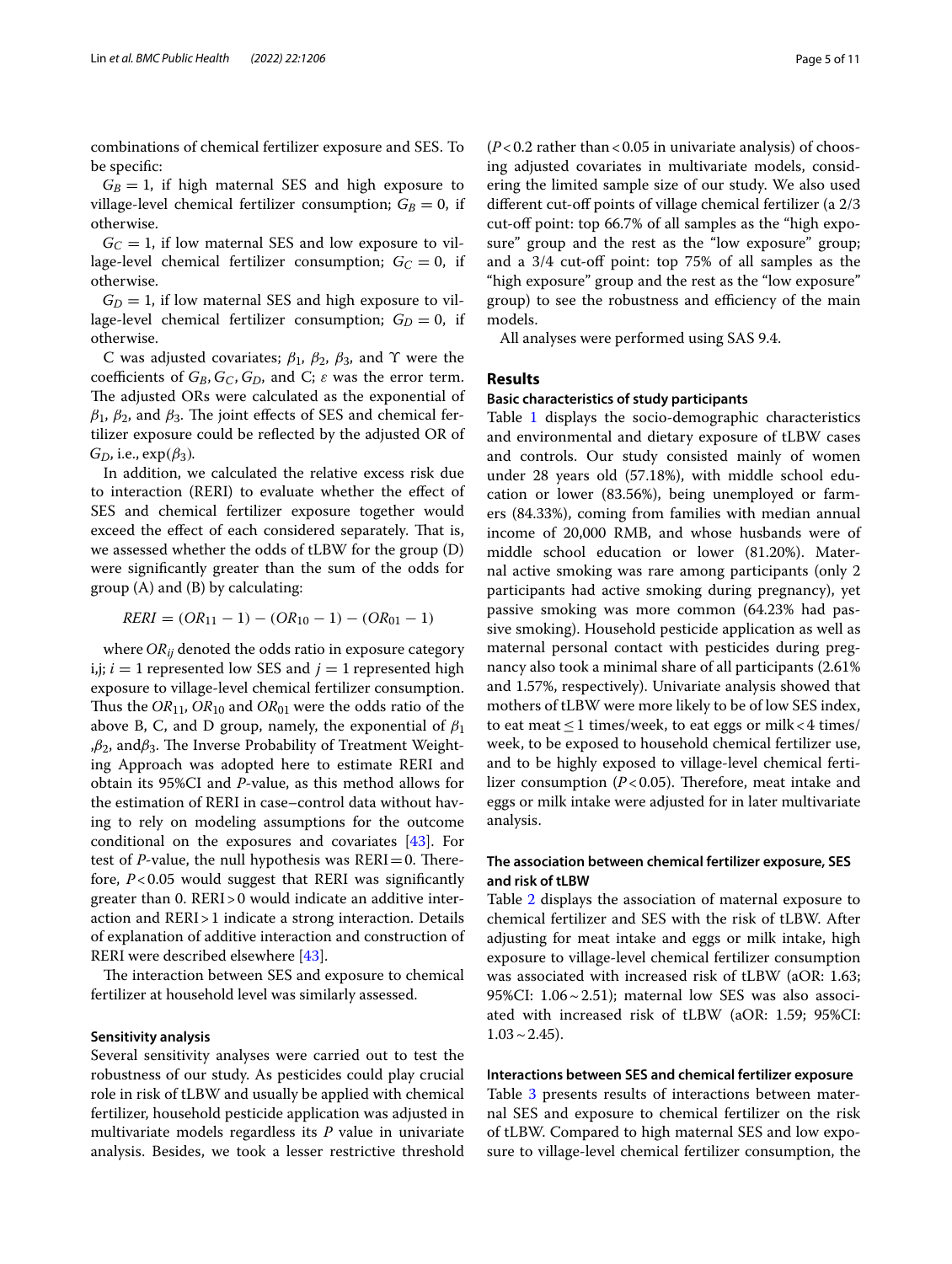combinations of chemical fertilizer exposure and SES. To be specific:

$G_B = 1$, if high maternal SES and high exposure to village-level chemical fertilizer consumption; $G_B = 0$, if otherwise.

$G_C = 1$, if low maternal SES and low exposure to village-level chemical fertilizer consumption; $G_C = 0$, if otherwise.

$G_D = 1$, if low maternal SES and high exposure to village-level chemical fertilizer consumption; $G_D = 0$, if otherwise.

C was adjusted covariates; $\beta_1$, $\beta_2$, $\beta_3$, and $\Upsilon$ were the coefficients of $G_B, G_C, G_D$, and C; $\varepsilon$ was the error term. The adjusted ORs were calculated as the exponential of $\beta_1$, $\beta_2$, and $\beta_3$. The joint effects of SES and chemical fertilizer exposure could be reflected by the adjusted OR of $G_D$, i.e., $\exp(\beta_3)$.

In addition, we calculated the relative excess risk due to interaction (RERI) to evaluate whether the effect of SES and chemical fertilizer exposure together would exceed the effect of each considered separately. That is, we assessed whether the odds of tLBW for the group (D) were significantly greater than the sum of the odds for group (A) and (B) by calculating:

$$RERI = (OR_{11} - 1) - (OR_{10} - 1) - (OR_{01} - 1)$$

where $OR_{ij}$ denoted the odds ratio in exposure category i,j; $i = 1$ represented low SES and $j = 1$ represented high exposure to village-level chemical fertilizer consumption. Thus the $OR_{11}$, $OR_{10}$ and $OR_{01}$ were the odds ratio of the above B, C, and D group, namely, the exponential of $\beta_1$, $\beta_2$, and $\beta_3$. The Inverse Probability of Treatment Weighting Approach was adopted here to estimate RERI and obtain its 95%CI and *P*-value, as this method allows for the estimation of RERI in case–control data without having to rely on modeling assumptions for the outcome conditional on the exposures and covariates [43]. For test of *P*-value, the null hypothesis was RERI = 0. Therefore, $P < 0.05$ would suggest that RERI was significantly greater than 0. RERI > 0 would indicate an additive interaction and RERI > 1 indicate a strong interaction. Details of explanation of additive interaction and construction of RERI were described elsewhere [43].

The interaction between SES and exposure to chemical fertilizer at household level was similarly assessed.

#### Sensitivity analysis

Several sensitivity analyses were carried out to test the robustness of our study. As pesticides could play crucial role in risk of tLBW and usually be applied with chemical fertilizer, household pesticide application was adjusted in multivariate models regardless its *P* value in univariate analysis. Besides, we took a lesser restrictive threshold ($P < 0.2$ rather than $< 0.05$ in univariate analysis) of choosing adjusted covariates in multivariate models, considering the limited sample size of our study. We also used different cut-off points of village chemical fertilizer (a 2/3 cut-off point: top 66.7% of all samples as the "high exposure" group and the rest as the "low exposure" group; and a 3/4 cut-off point: top 75% of all samples as the "high exposure" group and the rest as the "low exposure" group) to see the robustness and efficiency of the main models.

All analyses were performed using SAS 9.4.

## Results

### Basic characteristics of study participants

Table 1 displays the socio-demographic characteristics and environmental and dietary exposure of tLBW cases and controls. Our study consisted mainly of women under 28 years old (57.18%), with middle school education or lower (83.56%), being unemployed or farmers (84.33%), coming from families with median annual income of 20,000 RMB, and whose husbands were of middle school education or lower (81.20%). Maternal active smoking was rare among participants (only 2 participants had active smoking during pregnancy), yet passive smoking was more common (64.23% had passive smoking). Household pesticide application as well as maternal personal contact with pesticides during pregnancy also took a minimal share of all participants (2.61% and 1.57%, respectively). Univariate analysis showed that mothers of tLBW were more likely to be of low SES index, to eat meat ≤ 1 times/week, to eat eggs or milk < 4 times/week, to be exposed to household chemical fertilizer use, and to be highly exposed to village-level chemical fertilizer consumption ($P < 0.05$). Therefore, meat intake and eggs or milk intake were adjusted for in later multivariate analysis.

### The association between chemical fertilizer exposure, SES and risk of tLBW

Table 2 displays the association of maternal exposure to chemical fertilizer and SES with the risk of tLBW. After adjusting for meat intake and eggs or milk intake, high exposure to village-level chemical fertilizer consumption was associated with increased risk of tLBW (aOR: 1.63; 95%CI: 1.06 ~ 2.51); maternal low SES was also associated with increased risk of tLBW (aOR: 1.59; 95%CI: 1.03 ~ 2.45).

### Interactions between SES and chemical fertilizer exposure

Table 3 presents results of interactions between maternal SES and exposure to chemical fertilizer on the risk of tLBW. Compared to high maternal SES and low exposure to village-level chemical fertilizer consumption, the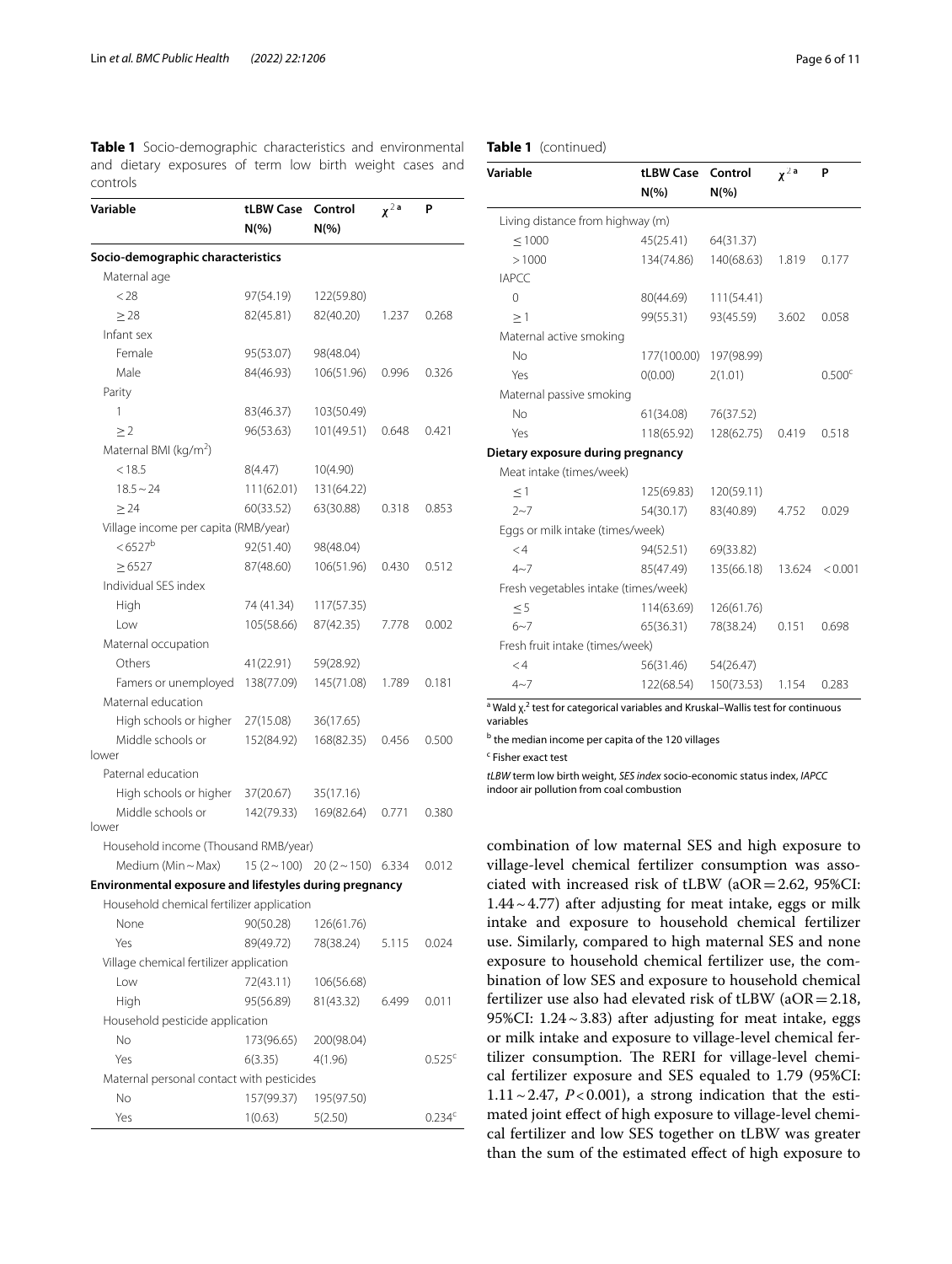**Table 1** Socio-demographic characteristics and environmental and dietary exposures of term low birth weight cases and controls

| Variable | tLBW Case N(%) | Control N(%) | $\chi^{2}$ [a] | P |
|---|---|---|---|---|
| **Socio-demographic characteristics** | | | | |
| Maternal age | | | | |
| < 28 | 97(54.19) | 122(59.80) | | |
| ≥ 28 | 82(45.81) | 82(40.20) | 1.237 | 0.268 |
| Infant sex | | | | |
| Female | 95(53.07) | 98(48.04) | | |
| Male | 84(46.93) | 106(51.96) | 0.996 | 0.326 |
| Parity | | | | |
| 1 | 83(46.37) | 103(50.49) | | |
| ≥ 2 | 96(53.63) | 101(49.51) | 0.648 | 0.421 |
| Maternal BMI (kg/m$^2$) | | | | |
| < 18.5 | 8(4.47) | 10(4.90) | | |
| 18.5 ~ 24 | 111(62.01) | 131(64.22) | | |
| ≥ 24 | 60(33.52) | 63(30.88) | 0.318 | 0.853 |
| Village income per capita (RMB/year) | | | | |
| < 6527[b] | 92(51.40) | 98(48.04) | | |
| ≥ 6527 | 87(48.60) | 106(51.96) | 0.430 | 0.512 |
| Individual SES index | | | | |
| High | 74 (41.34) | 117(57.35) | | |
| Low | 105(58.66) | 87(42.35) | 7.778 | 0.002 |
| Maternal occupation | | | | |
| Others | 41(22.91) | 59(28.92) | | |
| Famers or unemployed | 138(77.09) | 145(71.08) | 1.789 | 0.181 |
| Maternal education | | | | |
| High schools or higher | 27(15.08) | 36(17.65) | | |
| Middle schools or lower | 152(84.92) | 168(82.35) | 0.456 | 0.500 |
| Paternal education | | | | |
| High schools or higher | 37(20.67) | 35(17.16) | | |
| Middle schools or lower | 142(79.33) | 169(82.64) | 0.771 | 0.380 |
| Household income (Thousand RMB/year) | | | | |
| Medium (Min ~ Max) | 15 (2 ~ 100) | 20 (2 ~ 150) | 6.334 | 0.012 |
| **Environmental exposure and lifestyles during pregnancy** | | | | |
| Household chemical fertilizer application | | | | |
| None | 90(50.28) | 126(61.76) | | |
| Yes | 89(49.72) | 78(38.24) | 5.115 | 0.024 |
| Village chemical fertilizer application | | | | |
| Low | 72(43.11) | 106(56.68) | | |
| High | 95(56.89) | 81(43.32) | 6.499 | 0.011 |
| Household pesticide application | | | | |
| No | 173(96.65) | 200(98.04) | | |
| Yes | 6(3.35) | 4(1.96) | | 0.525[c] |
| Maternal personal contact with pesticides | | | | |
| No | 157(99.37) | 195(97.50) | | |
| Yes | 1(0.63) | 5(2.50) | | 0.234[c] |
| Living distance from highway (m) | | | | |
| ≤ 1000 | 45(25.41) | 64(31.37) | | |
| > 1000 | 134(74.86) | 140(68.63) | 1.819 | 0.177 |
| IAPCC | | | | |
| 0 | 80(44.69) | 111(54.41) | | |
| ≥ 1 | 99(55.31) | 93(45.59) | 3.602 | 0.058 |
| Maternal active smoking | | | | |
| No | 177(100.00) | 197(98.99) | | |
| Yes | 0(0.00) | 2(1.01) | | 0.500[c] |
| Maternal passive smoking | | | | |
| No | 61(34.08) | 76(37.52) | | |
| Yes | 118(65.92) | 128(62.75) | 0.419 | 0.518 |
| **Dietary exposure during pregnancy** | | | | |
| Meat intake (times/week) | | | | |
| ≤ 1 | 125(69.83) | 120(59.11) | | |
| 2~7 | 54(30.17) | 83(40.89) | 4.752 | 0.029 |
| Eggs or milk intake (times/week) | | | | |
| < 4 | 94(52.51) | 69(33.82) | | |
| 4~7 | 85(47.49) | 135(66.18) | 13.624 | < 0.001 |
| Fresh vegetables intake (times/week) | | | | |
| ≤ 5 | 114(63.69) | 126(61.76) | | |
| 6~7 | 65(36.31) | 78(38.24) | 0.151 | 0.698 |
| Fresh fruit intake (times/week) | | | | |
| < 4 | 56(31.46) | 54(26.47) | | |
| 4~7 | 122(68.54) | 150(73.53) | 1.154 | 0.283 |

[a] Wald $\chi^2$ test for categorical variables and Kruskal–Wallis test for continuous variables

[b] the median income per capita of the 120 villages

[c] Fisher exact test

*tLBW* term low birth weight, *SES index* socio-economic status index, *IAPCC* indoor air pollution from coal combustion

combination of low maternal SES and high exposure to village-level chemical fertilizer consumption was associated with increased risk of tLBW (aOR = 2.62, 95%CI: 1.44 ~ 4.77) after adjusting for meat intake, eggs or milk intake and exposure to household chemical fertilizer use. Similarly, compared to high maternal SES and none exposure to household chemical fertilizer use, the combination of low SES and exposure to household chemical fertilizer use also had elevated risk of tLBW (aOR = 2.18, 95%CI: 1.24 ~ 3.83) after adjusting for meat intake, eggs or milk intake and exposure to village-level chemical fertilizer consumption. The RERI for village-level chemical fertilizer exposure and SES equaled to 1.79 (95%CI: 1.11 ~ 2.47, $P < 0.001$), a strong indication that the estimated joint effect of high exposure to village-level chemical fertilizer and low SES together on tLBW was greater than the sum of the estimated effect of high exposure to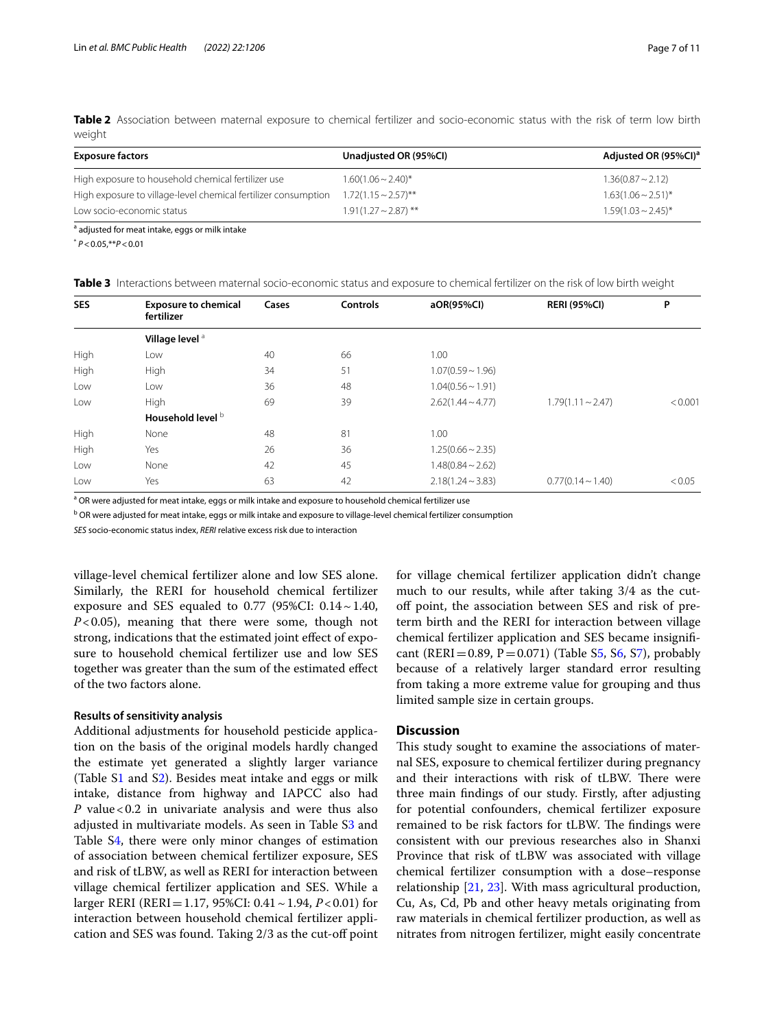**Table 2** Association between maternal exposure to chemical fertilizer and socio-economic status with the risk of term low birth weight

| Exposure factors | Unadjusted OR (95%CI) | Adjusted OR (95%CI)[a] |
|---|---|---|
| High exposure to household chemical fertilizer use | 1.60(1.06 ~ 2.40)* | 1.36(0.87 ~ 2.12) |
| High exposure to village-level chemical fertilizer consumption | 1.72(1.15 ~ 2.57)** | 1.63(1.06 ~ 2.51)* |
| Low socio-economic status | 1.91(1.27 ~ 2.87) ** | 1.59(1.03 ~ 2.45)* |

[a] adjusted for meat intake, eggs or milk intake

* $P < 0.05$, ** $P < 0.01$

**Table 3** Interactions between maternal socio-economic status and exposure to chemical fertilizer on the risk of low birth weight

| SES | Exposure to chemical fertilizer | Cases | Controls | aOR(95%CI) | RERI (95%CI) | P |
|---|---|---|---|---|---|---|
| | **Village level** [a] | | | | | |
| High | Low | 40 | 66 | 1.00 | | |
| High | High | 34 | 51 | 1.07(0.59 ~ 1.96) | | |
| Low | Low | 36 | 48 | 1.04(0.56 ~ 1.91) | | |
| Low | High | 69 | 39 | 2.62(1.44 ~ 4.77) | 1.79(1.11 ~ 2.47) | < 0.001 |
| | **Household level** [b] | | | | | |
| High | None | 48 | 81 | 1.00 | | |
| High | Yes | 26 | 36 | 1.25(0.66 ~ 2.35) | | |
| Low | None | 42 | 45 | 1.48(0.84 ~ 2.62) | | |
| Low | Yes | 63 | 42 | 2.18(1.24 ~ 3.83) | 0.77(0.14 ~ 1.40) | < 0.05 |

[a] OR were adjusted for meat intake, eggs or milk intake and exposure to household chemical fertilizer use

[b] OR were adjusted for meat intake, eggs or milk intake and exposure to village-level chemical fertilizer consumption

*SES* socio-economic status index, *RERI* relative excess risk due to interaction

village-level chemical fertilizer alone and low SES alone. Similarly, the RERI for household chemical fertilizer exposure and SES equaled to 0.77 (95%CI: 0.14 ~ 1.40, $P < 0.05$), meaning that there were some, though not strong, indications that the estimated joint effect of exposure to household chemical fertilizer use and low SES together was greater than the sum of the estimated effect of the two factors alone.

#### Results of sensitivity analysis

Additional adjustments for household pesticide application on the basis of the original models hardly changed the estimate yet generated a slightly larger variance (Table S1 and S2). Besides meat intake and eggs or milk intake, distance from highway and IAPCC also had $P$ value < 0.2 in univariate analysis and were thus also adjusted in multivariate models. As seen in Table S3 and Table S4, there were only minor changes of estimation of association between chemical fertilizer exposure, SES and risk of tLBW, as well as RERI for interaction between village chemical fertilizer application and SES. While a larger RERI (RERI = 1.17, 95%CI: 0.41 ~ 1.94, $P < 0.01$) for interaction between household chemical fertilizer application and SES was found. Taking 2/3 as the cut-off point for village chemical fertilizer application didn't change much to our results, while after taking 3/4 as the cut-off point, the association between SES and risk of preterm birth and the RERI for interaction between village chemical fertilizer application and SES became insignificant (RERI = 0.89, P = 0.071) (Table S5, S6, S7), probably because of a relatively larger standard error resulting from taking a more extreme value for grouping and thus limited sample size in certain groups.

## Discussion

This study sought to examine the associations of maternal SES, exposure to chemical fertilizer during pregnancy and their interactions with risk of tLBW. There were three main findings of our study. Firstly, after adjusting for potential confounders, chemical fertilizer exposure remained to be risk factors for tLBW. The findings were consistent with our previous researches also in Shanxi Province that risk of tLBW was associated with village chemical fertilizer consumption with a dose–response relationship [21, 23]. With mass agricultural production, Cu, As, Cd, Pb and other heavy metals originating from raw materials in chemical fertilizer production, as well as nitrates from nitrogen fertilizer, might easily concentrate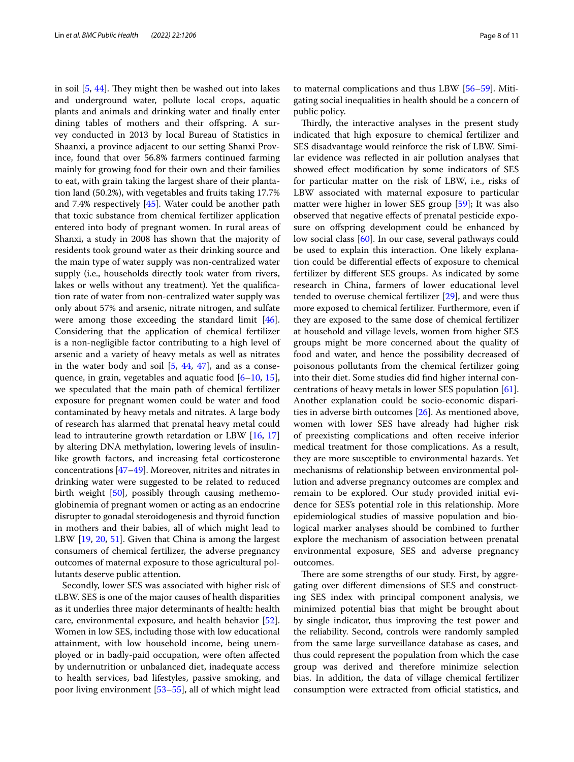in soil [5, 44]. They might then be washed out into lakes and underground water, pollute local crops, aquatic plants and animals and drinking water and finally enter dining tables of mothers and their offspring. A survey conducted in 2013 by local Bureau of Statistics in Shaanxi, a province adjacent to our setting Shanxi Province, found that over 56.8% farmers continued farming mainly for growing food for their own and their families to eat, with grain taking the largest share of their plantation land (50.2%), with vegetables and fruits taking 17.7% and 7.4% respectively [45]. Water could be another path that toxic substance from chemical fertilizer application entered into body of pregnant women. In rural areas of Shanxi, a study in 2008 has shown that the majority of residents took ground water as their drinking source and the main type of water supply was non-centralized water supply (i.e., households directly took water from rivers, lakes or wells without any treatment). Yet the qualification rate of water from non-centralized water supply was only about 57% and arsenic, nitrate nitrogen, and sulfate were among those exceeding the standard limit [46]. Considering that the application of chemical fertilizer is a non-negligible factor contributing to a high level of arsenic and a variety of heavy metals as well as nitrates in the water body and soil [5, 44, 47], and as a consequence, in grain, vegetables and aquatic food [6–10, 15], we speculated that the main path of chemical fertilizer exposure for pregnant women could be water and food contaminated by heavy metals and nitrates. A large body of research has alarmed that prenatal heavy metal could lead to intrauterine growth retardation or LBW [16, 17] by altering DNA methylation, lowering levels of insulin-like growth factors, and increasing fetal corticosterone concentrations [47–49]. Moreover, nitrites and nitrates in drinking water were suggested to be related to reduced birth weight [50], possibly through causing methemoglobinemia of pregnant women or acting as an endocrine disrupter to gonadal steroidogenesis and thyroid function in mothers and their babies, all of which might lead to LBW [19, 20, 51]. Given that China is among the largest consumers of chemical fertilizer, the adverse pregnancy outcomes of maternal exposure to those agricultural pollutants deserve public attention.

Secondly, lower SES was associated with higher risk of tLBW. SES is one of the major causes of health disparities as it underlies three major determinants of health: health care, environmental exposure, and health behavior [52]. Women in low SES, including those with low educational attainment, with low household income, being unemployed or in badly-paid occupation, were often affected by undernutrition or unbalanced diet, inadequate access to health services, bad lifestyles, passive smoking, and poor living environment [53–55], all of which might lead to maternal complications and thus LBW [56–59]. Mitigating social inequalities in health should be a concern of public policy.

Thirdly, the interactive analyses in the present study indicated that high exposure to chemical fertilizer and SES disadvantage would reinforce the risk of LBW. Similar evidence was reflected in air pollution analyses that showed effect modification by some indicators of SES for particular matter on the risk of LBW, i.e., risks of LBW associated with maternal exposure to particular matter were higher in lower SES group [59]; It was also observed that negative effects of prenatal pesticide exposure on offspring development could be enhanced by low social class [60]. In our case, several pathways could be used to explain this interaction. One likely explanation could be differential effects of exposure to chemical fertilizer by different SES groups. As indicated by some research in China, farmers of lower educational level tended to overuse chemical fertilizer [29], and were thus more exposed to chemical fertilizer. Furthermore, even if they are exposed to the same dose of chemical fertilizer at household and village levels, women from higher SES groups might be more concerned about the quality of food and water, and hence the possibility decreased of poisonous pollutants from the chemical fertilizer going into their diet. Some studies did find higher internal concentrations of heavy metals in lower SES population [61]. Another explanation could be socio-economic disparities in adverse birth outcomes [26]. As mentioned above, women with lower SES have already had higher risk of preexisting complications and often receive inferior medical treatment for those complications. As a result, they are more susceptible to environmental hazards. Yet mechanisms of relationship between environmental pollution and adverse pregnancy outcomes are complex and remain to be explored. Our study provided initial evidence for SES's potential role in this relationship. More epidemiological studies of massive population and biological marker analyses should be combined to further explore the mechanism of association between prenatal environmental exposure, SES and adverse pregnancy outcomes.

There are some strengths of our study. First, by aggregating over different dimensions of SES and constructing SES index with principal component analysis, we minimized potential bias that might be brought about by single indicator, thus improving the test power and the reliability. Second, controls were randomly sampled from the same large surveillance database as cases, and thus could represent the population from which the case group was derived and therefore minimize selection bias. In addition, the data of village chemical fertilizer consumption were extracted from official statistics, and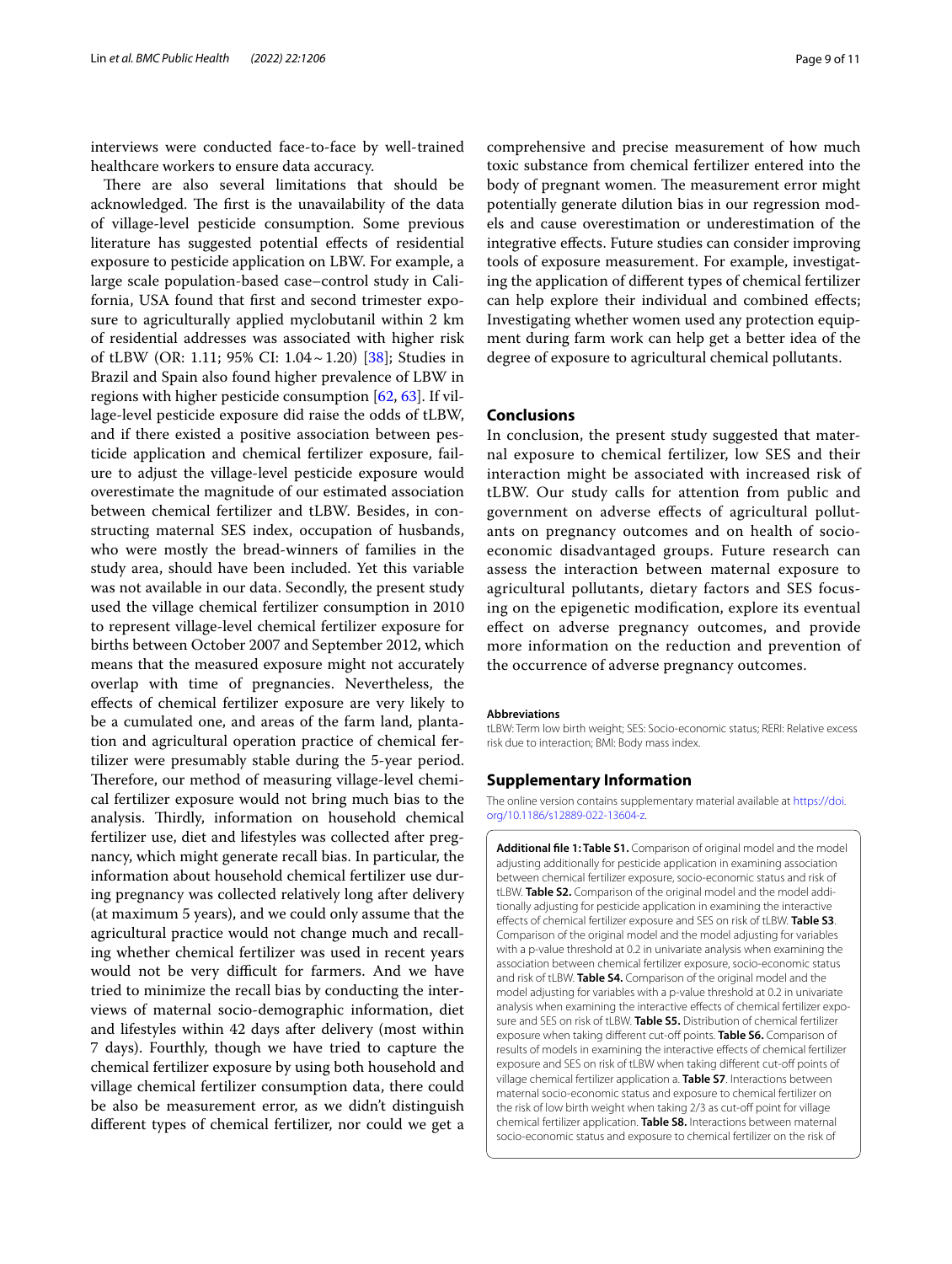interviews were conducted face-to-face by well-trained healthcare workers to ensure data accuracy.

There are also several limitations that should be acknowledged. The first is the unavailability of the data of village-level pesticide consumption. Some previous literature has suggested potential effects of residential exposure to pesticide application on LBW. For example, a large scale population-based case–control study in California, USA found that first and second trimester exposure to agriculturally applied myclobutanil within 2 km of residential addresses was associated with higher risk of tLBW (OR: 1.11; 95% CI: 1.04 ~ 1.20) [38]; Studies in Brazil and Spain also found higher prevalence of LBW in regions with higher pesticide consumption [62, 63]. If village-level pesticide exposure did raise the odds of tLBW, and if there existed a positive association between pesticide application and chemical fertilizer exposure, failure to adjust the village-level pesticide exposure would overestimate the magnitude of our estimated association between chemical fertilizer and tLBW. Besides, in constructing maternal SES index, occupation of husbands, who were mostly the bread-winners of families in the study area, should have been included. Yet this variable was not available in our data. Secondly, the present study used the village chemical fertilizer consumption in 2010 to represent village-level chemical fertilizer exposure for births between October 2007 and September 2012, which means that the measured exposure might not accurately overlap with time of pregnancies. Nevertheless, the effects of chemical fertilizer exposure are very likely to be a cumulated one, and areas of the farm land, plantation and agricultural operation practice of chemical fertilizer were presumably stable during the 5-year period. Therefore, our method of measuring village-level chemical fertilizer exposure would not bring much bias to the analysis. Thirdly, information on household chemical fertilizer use, diet and lifestyles was collected after pregnancy, which might generate recall bias. In particular, the information about household chemical fertilizer use during pregnancy was collected relatively long after delivery (at maximum 5 years), and we could only assume that the agricultural practice would not change much and recalling whether chemical fertilizer was used in recent years would not be very difficult for farmers. And we have tried to minimize the recall bias by conducting the interviews of maternal socio-demographic information, diet and lifestyles within 42 days after delivery (most within 7 days). Fourthly, though we have tried to capture the chemical fertilizer exposure by using both household and village chemical fertilizer consumption data, there could be also be measurement error, as we didn't distinguish different types of chemical fertilizer, nor could we get a comprehensive and precise measurement of how much toxic substance from chemical fertilizer entered into the body of pregnant women. The measurement error might potentially generate dilution bias in our regression models and cause overestimation or underestimation of the integrative effects. Future studies can consider improving tools of exposure measurement. For example, investigating the application of different types of chemical fertilizer can help explore their individual and combined effects; Investigating whether women used any protection equipment during farm work can help get a better idea of the degree of exposure to agricultural chemical pollutants.

## Conclusions

In conclusion, the present study suggested that maternal exposure to chemical fertilizer, low SES and their interaction might be associated with increased risk of tLBW. Our study calls for attention from public and government on adverse effects of agricultural pollutants on pregnancy outcomes and on health of socioeconomic disadvantaged groups. Future research can assess the interaction between maternal exposure to agricultural pollutants, dietary factors and SES focusing on the epigenetic modification, explore its eventual effect on adverse pregnancy outcomes, and provide more information on the reduction and prevention of the occurrence of adverse pregnancy outcomes.

#### Abbreviations

tLBW: Term low birth weight; SES: Socio-economic status; RERI: Relative excess risk due to interaction; BMI: Body mass index.

## Supplementary Information

The online version contains supplementary material available at https://doi.org/10.1186/s12889-022-13604-z.

**Additional file 1: Table S1.** Comparison of original model and the model adjusting additionally for pesticide application in examining association between chemical fertilizer exposure, socio-economic status and risk of tLBW. **Table S2.** Comparison of the original model and the model additionally adjusting for pesticide application in examining the interactive effects of chemical fertilizer exposure and SES on risk of tLBW. **Table S3**. Comparison of the original model and the model adjusting for variables with a p-value threshold at 0.2 in univariate analysis when examining the association between chemical fertilizer exposure, socio-economic status and risk of tLBW. **Table S4.** Comparison of the original model and the model adjusting for variables with a p-value threshold at 0.2 in univariate analysis when examining the interactive effects of chemical fertilizer exposure and SES on risk of tLBW. **Table S5.** Distribution of chemical fertilizer exposure when taking different cut-off points. **Table S6.** Comparison of results of models in examining the interactive effects of chemical fertilizer exposure and SES on risk of tLBW when taking different cut-off points of village chemical fertilizer application a. **Table S7**. Interactions between maternal socio-economic status and exposure to chemical fertilizer on the risk of low birth weight when taking 2/3 as cut-off point for village chemical fertilizer application. **Table S8.** Interactions between maternal socio-economic status and exposure to chemical fertilizer on the risk of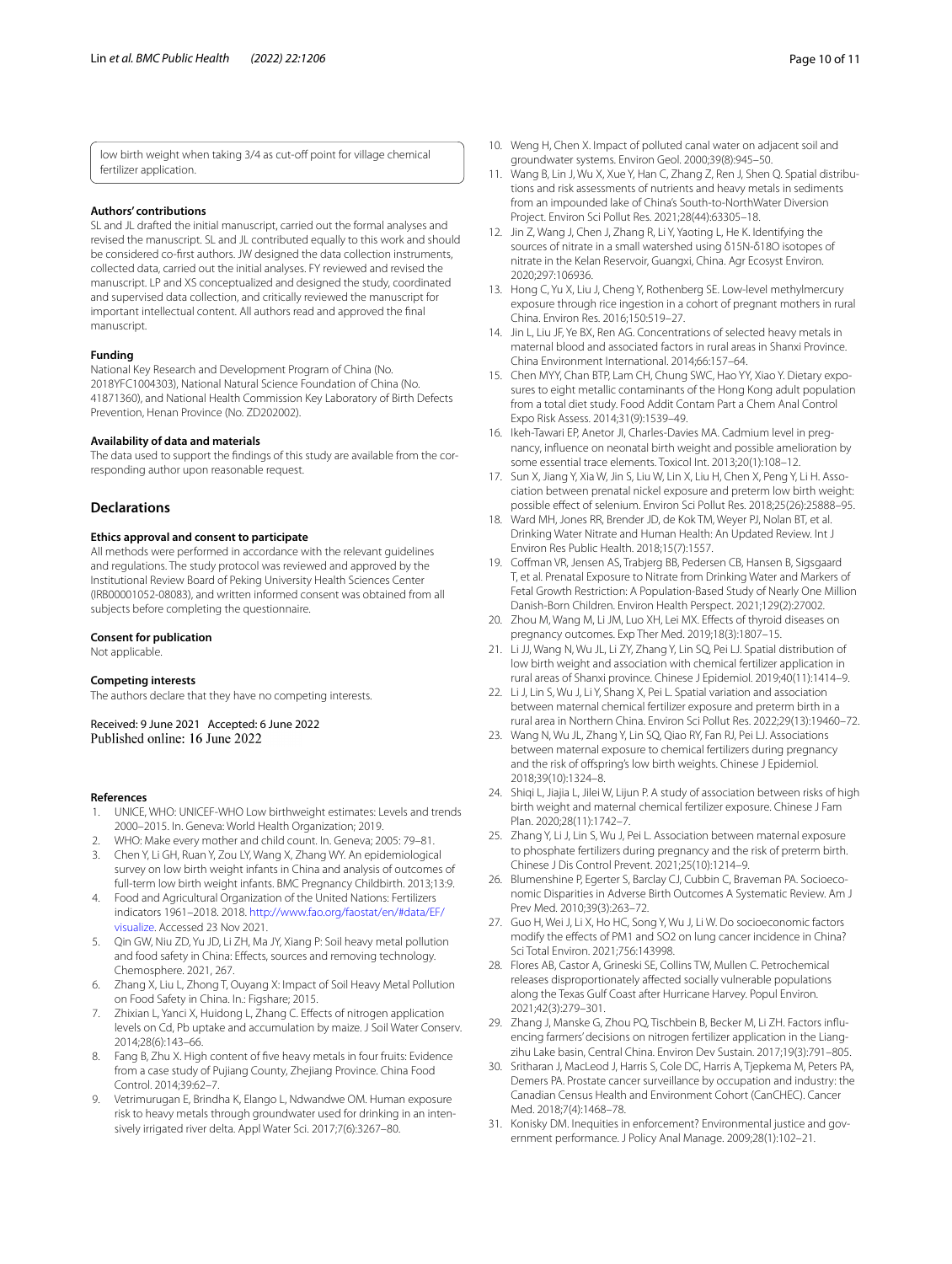low birth weight when taking 3/4 as cut-off point for village chemical fertilizer application.

### Authors' contributions

SL and JL drafted the initial manuscript, carried out the formal analyses and revised the manuscript. SL and JL contributed equally to this work and should be considered co-first authors. JW designed the data collection instruments, collected data, carried out the initial analyses. FY reviewed and revised the manuscript. LP and XS conceptualized and designed the study, coordinated and supervised data collection, and critically reviewed the manuscript for important intellectual content. All authors read and approved the final manuscript.

### Funding

National Key Research and Development Program of China (No. 2018YFC1004303), National Natural Science Foundation of China (No. 41871360), and National Health Commission Key Laboratory of Birth Defects Prevention, Henan Province (No. ZD202002).

### Availability of data and materials

The data used to support the findings of this study are available from the corresponding author upon reasonable request.

## Declarations

### Ethics approval and consent to participate

All methods were performed in accordance with the relevant guidelines and regulations. The study protocol was reviewed and approved by the Institutional Review Board of Peking University Health Sciences Center (IRB00001052-08083), and written informed consent was obtained from all subjects before completing the questionnaire.

### Consent for publication

Not applicable.

### Competing interests

The authors declare that they have no competing interests.

Received: 9 June 2021 Accepted: 6 June 2022
Published online: 16 June 2022

### References

1. UNICE, WHO: UNICEF-WHO Low birthweight estimates: Levels and trends 2000–2015. In. Geneva: World Health Organization; 2019.
2. WHO: Make every mother and child count. In. Geneva; 2005: 79–81.
3. Chen Y, Li GH, Ruan Y, Zou LY, Wang X, Zhang WY. An epidemiological survey on low birth weight infants in China and analysis of outcomes of full-term low birth weight infants. BMC Pregnancy Childbirth. 2013;13:9.
4. Food and Agricultural Organization of the United Nations: Fertilizers indicators 1961–2018. 2018. http://www.fao.org/faostat/en/#data/EF/visualize. Accessed 23 Nov 2021.
5. Qin GW, Niu ZD, Yu JD, Li ZH, Ma JY, Xiang P: Soil heavy metal pollution and food safety in China: Effects, sources and removing technology. Chemosphere. 2021, 267.
6. Zhang X, Liu L, Zhong T, Ouyang X: Impact of Soil Heavy Metal Pollution on Food Safety in China. In.: Figshare; 2015.
7. Zhixian L, Yanci X, Huidong L, Zhang C. Effects of nitrogen application levels on Cd, Pb uptake and accumulation by maize. J Soil Water Conserv. 2014;28(6):143–66.
8. Fang B, Zhu X. High content of five heavy metals in four fruits: Evidence from a case study of Pujiang County, Zhejiang Province. China Food Control. 2014;39:62–7.
9. Vetrimurugan E, Brindha K, Elango L, Ndwandwe OM. Human exposure risk to heavy metals through groundwater used for drinking in an intensively irrigated river delta. Appl Water Sci. 2017;7(6):3267–80.
10. Weng H, Chen X. Impact of polluted canal water on adjacent soil and groundwater systems. Environ Geol. 2000;39(8):945–50.
11. Wang B, Lin J, Wu X, Xue Y, Han C, Zhang Z, Ren J, Shen Q. Spatial distributions and risk assessments of nutrients and heavy metals in sediments from an impounded lake of China's South-to-NorthWater Diversion Project. Environ Sci Pollut Res. 2021;28(44):63305–18.
12. Jin Z, Wang J, Chen J, Zhang R, Li Y, Yaoting L, He K. Identifying the sources of nitrate in a small watershed using δ15N-δ18O isotopes of nitrate in the Kelan Reservoir, Guangxi, China. Agr Ecosyst Environ. 2020;297:106936.
13. Hong C, Yu X, Liu J, Cheng Y, Rothenberg SE. Low-level methylmercury exposure through rice ingestion in a cohort of pregnant mothers in rural China. Environ Res. 2016;150:519–27.
14. Jin L, Liu JF, Ye BX, Ren AG. Concentrations of selected heavy metals in maternal blood and associated factors in rural areas in Shanxi Province. China Environment International. 2014;66:157–64.
15. Chen MYY, Chan BTP, Lam CH, Chung SWC, Hao YY, Xiao Y. Dietary exposures to eight metallic contaminants of the Hong Kong adult population from a total diet study. Food Addit Contam Part a Chem Anal Control Expo Risk Assess. 2014;31(9):1539–49.
16. Ikeh-Tawari EP, Anetor JI, Charles-Davies MA. Cadmium level in pregnancy, influence on neonatal birth weight and possible amelioration by some essential trace elements. Toxicol Int. 2013;20(1):108–12.
17. Sun X, Jiang Y, Xia W, Jin S, Liu W, Lin X, Liu H, Chen X, Peng Y, Li H. Association between prenatal nickel exposure and preterm low birth weight: possible effect of selenium. Environ Sci Pollut Res. 2018;25(26):25888–95.
18. Ward MH, Jones RR, Brender JD, de Kok TM, Weyer PJ, Nolan BT, et al. Drinking Water Nitrate and Human Health: An Updated Review. Int J Environ Res Public Health. 2018;15(7):1557.
19. Coffman VR, Jensen AS, Trabjerg BB, Pedersen CB, Hansen B, Sigsgaard T, et al. Prenatal Exposure to Nitrate from Drinking Water and Markers of Fetal Growth Restriction: A Population-Based Study of Nearly One Million Danish-Born Children. Environ Health Perspect. 2021;129(2):27002.
20. Zhou M, Wang M, Li JM, Luo XH, Lei MX. Effects of thyroid diseases on pregnancy outcomes. Exp Ther Med. 2019;18(3):1807–15.
21. Li JJ, Wang N, Wu JL, Li ZY, Zhang Y, Lin SQ, Pei LJ. Spatial distribution of low birth weight and association with chemical fertilizer application in rural areas of Shanxi province. Chinese J Epidemiol. 2019;40(11):1414–9.
22. Li J, Lin S, Wu J, Li Y, Shang X, Pei L. Spatial variation and association between maternal chemical fertilizer exposure and preterm birth in a rural area in Northern China. Environ Sci Pollut Res. 2022;29(13):19460–72.
23. Wang N, Wu JL, Zhang Y, Lin SQ, Qiao RY, Fan RJ, Pei LJ. Associations between maternal exposure to chemical fertilizers during pregnancy and the risk of offspring's low birth weights. Chinese J Epidemiol. 2018;39(10):1324–8.
24. Shiqi L, Jiajia L, Jilei W, Lijun P. A study of association between risks of high birth weight and maternal chemical fertilizer exposure. Chinese J Fam Plan. 2020;28(11):1742–7.
25. Zhang Y, Li J, Lin S, Wu J, Pei L. Association between maternal exposure to phosphate fertilizers during pregnancy and the risk of preterm birth. Chinese J Dis Control Prevent. 2021;25(10):1214–9.
26. Blumenshine P, Egerter S, Barclay CJ, Cubbin C, Braveman PA. Socioeconomic Disparities in Adverse Birth Outcomes A Systematic Review. Am J Prev Med. 2010;39(3):263–72.
27. Guo H, Wei J, Li X, Ho HC, Song Y, Wu J, Li W. Do socioeconomic factors modify the effects of PM1 and SO2 on lung cancer incidence in China? Sci Total Environ. 2021;756:143998.
28. Flores AB, Castor A, Grineski SE, Collins TW, Mullen C. Petrochemical releases disproportionately affected socially vulnerable populations along the Texas Gulf Coast after Hurricane Harvey. Popul Environ. 2021;42(3):279–301.
29. Zhang J, Manske G, Zhou PQ, Tischbein B, Becker M, Li ZH. Factors influencing farmers' decisions on nitrogen fertilizer application in the Liangzihu Lake basin, Central China. Environ Dev Sustain. 2017;19(3):791–805.
30. Sritharan J, MacLeod J, Harris S, Cole DC, Harris A, Tjepkema M, Peters PA, Demers PA. Prostate cancer surveillance by occupation and industry: the Canadian Census Health and Environment Cohort (CanCHEC). Cancer Med. 2018;7(4):1468–78.
31. Konisky DM. Inequities in enforcement? Environmental justice and government performance. J Policy Anal Manage. 2009;28(1):102–21.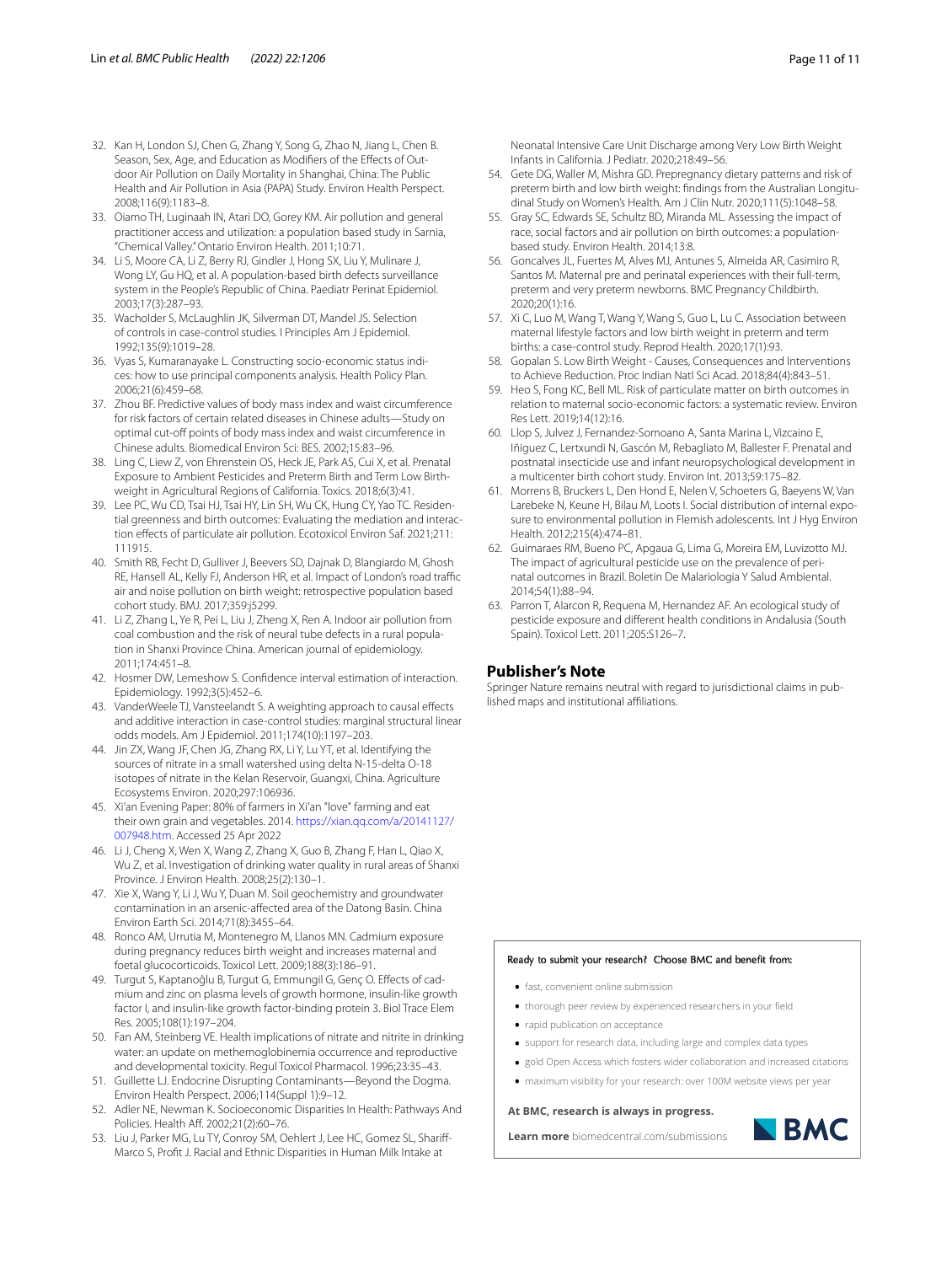32. Kan H, London SJ, Chen G, Zhang Y, Song G, Zhao N, Jiang L, Chen B. Season, Sex, Age, and Education as Modifiers of the Effects of Outdoor Air Pollution on Daily Mortality in Shanghai, China: The Public Health and Air Pollution in Asia (PAPA) Study. Environ Health Perspect. 2008;116(9):1183–8.
33. Oiamo TH, Luginaah IN, Atari DO, Gorey KM. Air pollution and general practitioner access and utilization: a population based study in Sarnia, "Chemical Valley." Ontario Environ Health. 2011;10:71.
34. Li S, Moore CA, Li Z, Berry RJ, Gindler J, Hong SX, Liu Y, Mulinare J, Wong LY, Gu HQ, et al. A population-based birth defects surveillance system in the People's Republic of China. Paediatr Perinat Epidemiol. 2003;17(3):287–93.
35. Wacholder S, McLaughlin JK, Silverman DT, Mandel JS. Selection of controls in case-control studies. I Principles Am J Epidemiol. 1992;135(9):1019–28.
36. Vyas S, Kumaranayake L. Constructing socio-economic status indices: how to use principal components analysis. Health Policy Plan. 2006;21(6):459–68.
37. Zhou BF. Predictive values of body mass index and waist circumference for risk factors of certain related diseases in Chinese adults—Study on optimal cut-off points of body mass index and waist circumference in Chinese adults. Biomedical Environ Sci: BES. 2002;15:83–96.
38. Ling C, Liew Z, von Ehrenstein OS, Heck JE, Park AS, Cui X, et al. Prenatal Exposure to Ambient Pesticides and Preterm Birth and Term Low Birthweight in Agricultural Regions of California. Toxics. 2018;6(3):41.
39. Lee PC, Wu CD, Tsai HJ, Tsai HY, Lin SH, Wu CK, Hung CY, Yao TC. Residential greenness and birth outcomes: Evaluating the mediation and interaction effects of particulate air pollution. Ecotoxicol Environ Saf. 2021;211:111915.
40. Smith RB, Fecht D, Gulliver J, Beevers SD, Dajnak D, Blangiardo M, Ghosh RE, Hansell AL, Kelly FJ, Anderson HR, et al. Impact of London's road traffic air and noise pollution on birth weight: retrospective population based cohort study. BMJ. 2017;359:j5299.
41. Li Z, Zhang L, Ye R, Pei L, Liu J, Zheng X, Ren A. Indoor air pollution from coal combustion and the risk of neural tube defects in a rural population in Shanxi Province China. American journal of epidemiology. 2011;174:451–8.
42. Hosmer DW, Lemeshow S. Confidence interval estimation of interaction. Epidemiology. 1992;3(5):452–6.
43. VanderWeele TJ, Vansteelandt S. A weighting approach to causal effects and additive interaction in case-control studies: marginal structural linear odds models. Am J Epidemiol. 2011;174(10):1197–203.
44. Jin ZX, Wang JF, Chen JG, Zhang RX, Li Y, Lu YT, et al. Identifying the sources of nitrate in a small watershed using delta N-15-delta O-18 isotopes of nitrate in the Kelan Reservoir, Guangxi, China. Agriculture Ecosystems Environ. 2020;297:106936.
45. Xi'an Evening Paper: 80% of farmers in Xi'an "love" farming and eat their own grain and vegetables. 2014. https://xian.qq.com/a/20141127/007948.htm. Accessed 25 Apr 2022
46. Li J, Cheng X, Wen X, Wang Z, Zhang X, Guo B, Zhang F, Han L, Qiao X, Wu Z, et al. Investigation of drinking water quality in rural areas of Shanxi Province. J Environ Health. 2008;25(2):130–1.
47. Xie X, Wang Y, Li J, Wu Y, Duan M. Soil geochemistry and groundwater contamination in an arsenic-affected area of the Datong Basin. China Environ Earth Sci. 2014;71(8):3455–64.
48. Ronco AM, Urrutia M, Montenegro M, Llanos MN. Cadmium exposure during pregnancy reduces birth weight and increases maternal and foetal glucocorticoids. Toxicol Lett. 2009;188(3):186–91.
49. Turgut S, Kaptanoğlu B, Turgut G, Emmungil G, Genç O. Effects of cadmium and zinc on plasma levels of growth hormone, insulin-like growth factor I, and insulin-like growth-factor binding protein 3. Biol Trace Elem Res. 2005;108(1):197–204.
50. Fan AM, Steinberg VE. Health implications of nitrate and nitrite in drinking water: an update on methemoglobinemia occurrence and reproductive and developmental toxicity. Regul Toxicol Pharmacol. 1996;23:35–43.
51. Guillette LJ. Endocrine Disrupting Contaminants—Beyond the Dogma. Environ Health Perspect. 2006;114(Suppl 1):9–12.
52. Adler NE, Newman K. Socioeconomic Disparities In Health: Pathways And Policies. Health Aff. 2002;21(2):60–76.
53. Liu J, Parker MG, Lu TY, Conroy SM, Oehlert J, Lee HC, Gomez SL, Shariff-Marco S, Profit J. Racial and Ethnic Disparities in Human Milk Intake at Neonatal Intensive Care Unit Discharge among Very Low Birth Weight Infants in California. J Pediatr. 2020;218:49–56.
54. Gete DG, Waller M, Mishra GD. Prepregnancy dietary patterns and risk of preterm birth and low birth weight: findings from the Australian Longitudinal Study on Women's Health. Am J Clin Nutr. 2020;111(5):1048–58.
55. Gray SC, Edwards SE, Schultz BD, Miranda ML. Assessing the impact of race, social factors and air pollution on birth outcomes: a population-based study. Environ Health. 2014;13:8.
56. Goncalves JL, Fuertes M, Alves MJ, Antunes S, Almeida AR, Casimiro R, Santos M. Maternal pre and perinatal experiences with their full-term, preterm and very preterm newborns. BMC Pregnancy Childbirth. 2020;20(1):16.
57. Xi C, Luo M, Wang T, Wang Y, Wang S, Guo L, Lu C. Association between maternal lifestyle factors and low birth weight in preterm and term births: a case-control study. Reprod Health. 2020;17(1):93.
58. Gopalan S. Low Birth Weight - Causes, Consequences and Interventions to Achieve Reduction. Proc Indian Natl Sci Acad. 2018;84(4):843–51.
59. Heo S, Fong KC, Bell ML. Risk of particulate matter on birth outcomes in relation to maternal socio-economic factors: a systematic review. Environ Res Lett. 2019;14(12):16.
60. Llop S, Julvez J, Fernandez-Somoano A, Santa Marina L, Vizcaino E, Iñiguez C, Lertxundi N, Gascón M, Rebagliato M, Ballester F. Prenatal and postnatal insecticide use and infant neuropsychological development in a multicenter birth cohort study. Environ Int. 2013;59:175–82.
61. Morrens B, Bruckers L, Den Hond E, Nelen V, Schoeters G, Baeyens W, Van Larebeke N, Keune H, Bilau M, Loots I. Social distribution of internal exposure to environmental pollution in Flemish adolescents. Int J Hyg Environ Health. 2012;215(4):474–81.
62. Guimaraes RM, Bueno PC, Apgaua G, Lima G, Moreira EM, Luvizotto MJ. The impact of agricultural pesticide use on the prevalence of perinatal outcomes in Brazil. Boletin De Malariologia Y Salud Ambiental. 2014;54(1):88–94.
63. Parron T, Alarcon R, Requena M, Hernandez AF. An ecological study of pesticide exposure and different health conditions in Andalusia (South Spain). Toxicol Lett. 2011;205:S126–7.

## Publisher's Note

Springer Nature remains neutral with regard to jurisdictional claims in published maps and institutional affiliations.

Ready to submit your research? Choose BMC and benefit from:

- fast, convenient online submission
- thorough peer review by experienced researchers in your field
- rapid publication on acceptance
- support for research data, including large and complex data types
- gold Open Access which fosters wider collaboration and increased citations
- maximum visibility for your research: over 100M website views per year

**At BMC, research is always in progress.**

**Learn more** biomedcentral.com/submissions